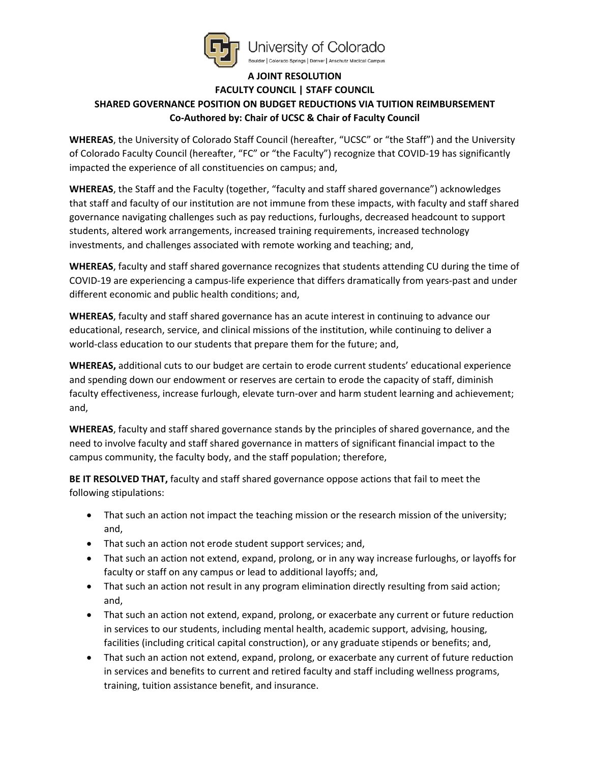University of Colorado

Boulder | Colorado Springs | Denver | Anschutz Medical Campus

**A JOINT RESOLUTION**

**FACULTY COUNCIL | STAFF COUNCIL**

**SHARED GOVERNANCE POSITION ON BUDGET REDUCTIONS VIA TUITION REIMBURSEMENT**

**Co-Authored by: Chair of UCSC & Chair of Faculty Council**

**WHEREAS**, the University of Colorado Staff Council (hereafter, "UCSC" or "the Staff") and the University of Colorado Faculty Council (hereafter, "FC" or "the Faculty") recognize that COVID-19 has significantly impacted the experience of all constituencies on campus; and,

**WHEREAS**, the Staff and the Faculty (together, "faculty and staff shared governance") acknowledges that staff and faculty of our institution are not immune from these impacts, with faculty and staff shared governance navigating challenges such as pay reductions, furloughs, decreased headcount to support students, altered work arrangements, increased training requirements, increased technology investments, and challenges associated with remote working and teaching; and,

**WHEREAS**, faculty and staff shared governance recognizes that students attending CU during the time of COVID-19 are experiencing a campus-life experience that differs dramatically from years-past and under different economic and public health conditions; and,

**WHEREAS**, faculty and staff shared governance has an acute interest in continuing to advance our educational, research, service, and clinical missions of the institution, while continuing to deliver a world-class education to our students that prepare them for the future; and,

**WHEREAS,** additional cuts to our budget are certain to erode current students' educational experience and spending down our endowment or reserves are certain to erode the capacity of staff, diminish faculty effectiveness, increase furlough, elevate turn-over and harm student learning and achievement; and,

**WHEREAS**, faculty and staff shared governance stands by the principles of shared governance, and the need to involve faculty and staff shared governance in matters of significant financial impact to the campus community, the faculty body, and the staff population; therefore,

**BE IT RESOLVED THAT,** faculty and staff shared governance oppose actions that fail to meet the following stipulations:

- That such an action not impact the teaching mission or the research mission of the university; and,
- That such an action not erode student support services; and,
- That such an action not extend, expand, prolong, or in any way increase furloughs, or layoffs for faculty or staff on any campus or lead to additional layoffs; and,
- That such an action not result in any program elimination directly resulting from said action; and,
- That such an action not extend, expand, prolong, or exacerbate any current or future reduction in services to our students, including mental health, academic support, advising, housing, facilities (including critical capital construction), or any graduate stipends or benefits; and,
- That such an action not extend, expand, prolong, or exacerbate any current of future reduction in services and benefits to current and retired faculty and staff including wellness programs, training, tuition assistance benefit, and insurance.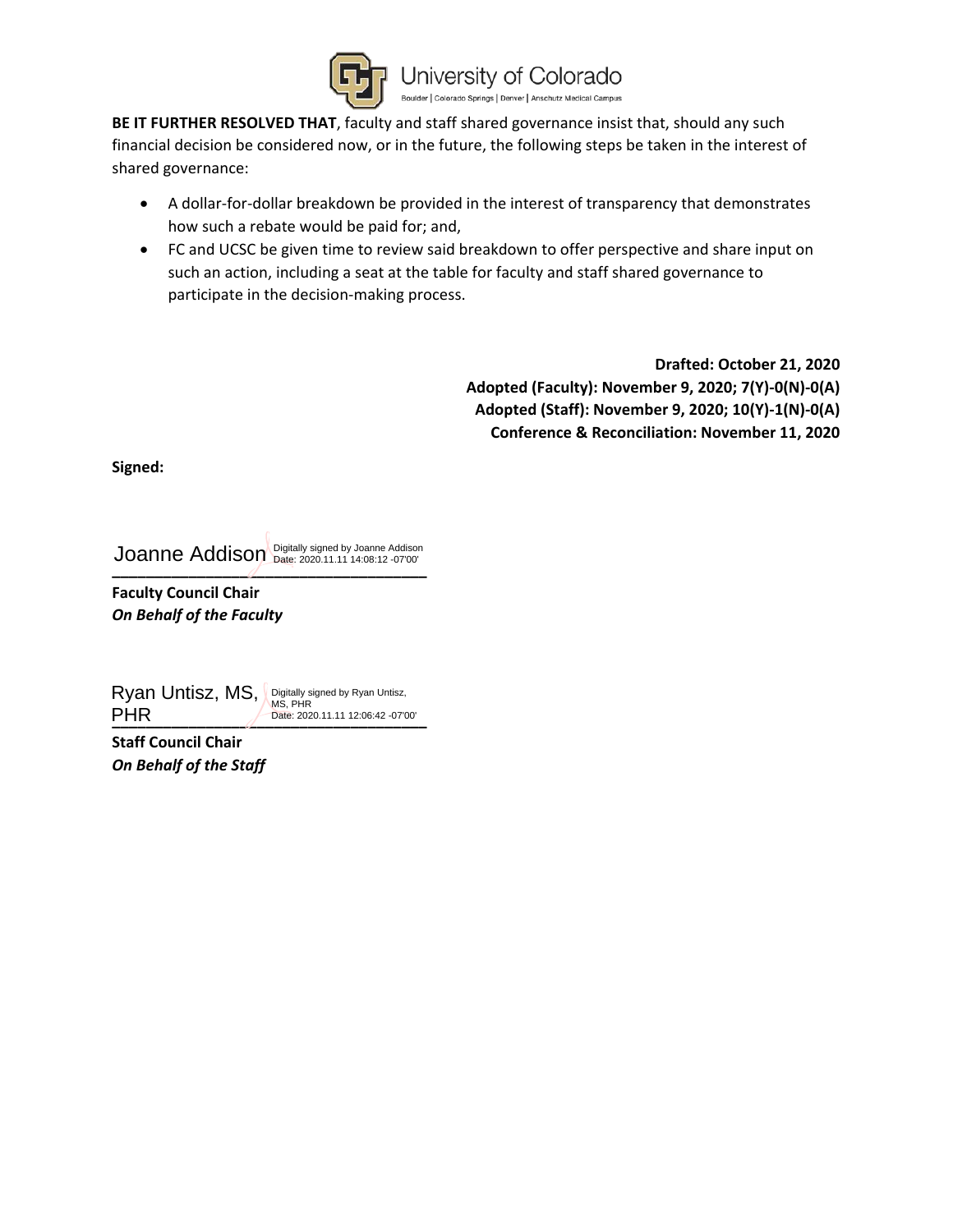**BE IT FURTHER RESOLVED THAT**, faculty and staff shared governance insist that, should any such financial decision be considered now, or in the future, the following steps be taken in the interest of shared governance:

- A dollar-for-dollar breakdown be provided in the interest of transparency that demonstrates how such a rebate would be paid for; and,
- FC and UCSC be given time to review said breakdown to offer perspective and share input on such an action, including a seat at the table for faculty and staff shared governance to participate in the decision-making process.

**Drafted: October 21, 2020**
**Adopted (Faculty): November 9, 2020; 7(Y)-0(N)-0(A)**
**Adopted (Staff): November 9, 2020; 10(Y)-1(N)-0(A)**
**Conference & Reconciliation: November 11, 2020**

**Signed:**

Joanne Addison Digitally signed by Joanne Addison Date: 2020.11.11 14:08:12 -07'00'

**Faculty Council Chair**
***On Behalf of the Faculty***

Ryan Untisz, MS, PHR Digitally signed by Ryan Untisz, MS, PHR Date: 2020.11.11 12:06:42 -07'00'

**Staff Council Chair**
***On Behalf of the Staff***